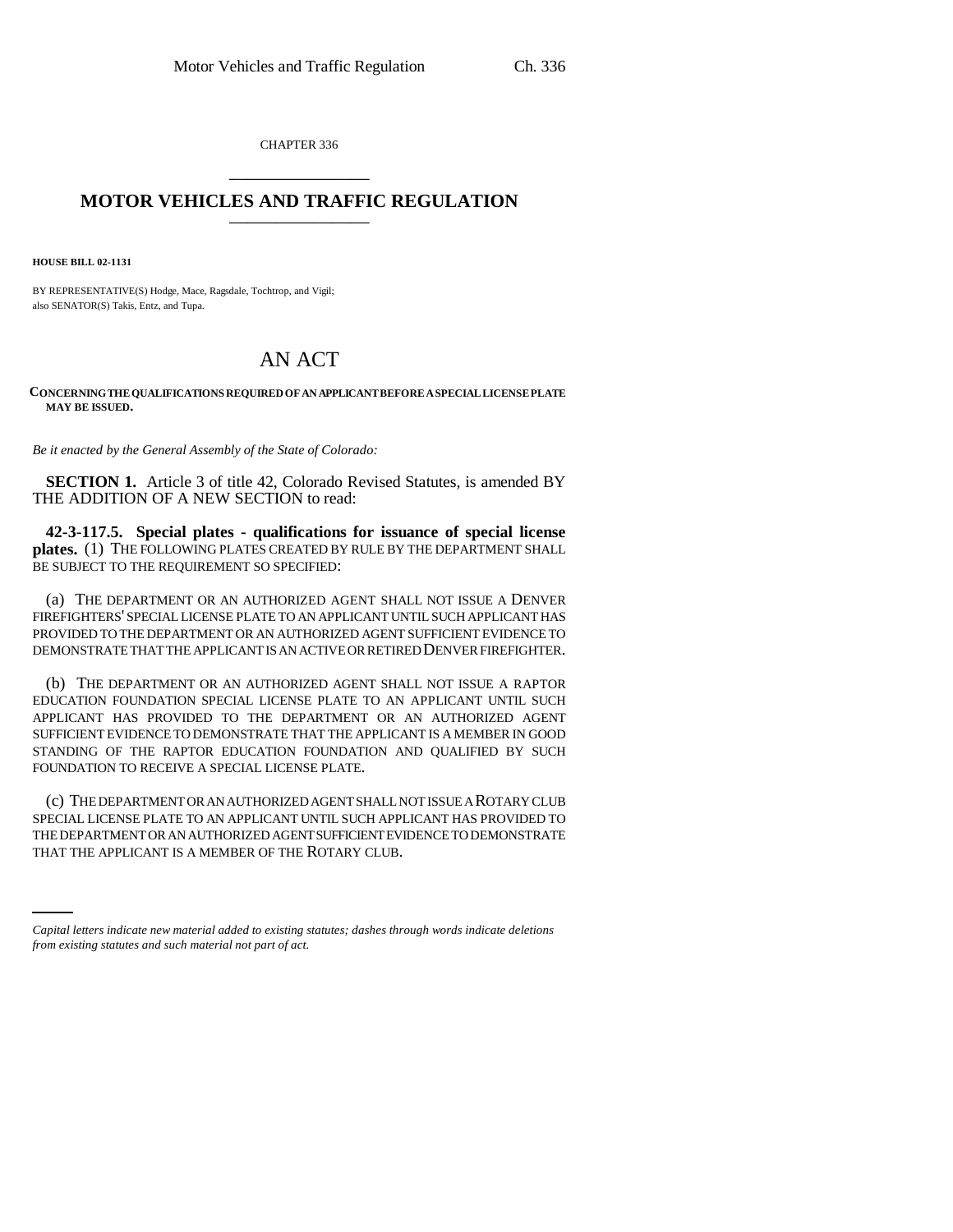CHAPTER 336

# MOTOR VEHICLES AND TRAFFIC REGULATION

**HOUSE BILL 02-1131**

BY REPRESENTATIVE(S) Hodge, Mace, Ragsdale, Tochtrop, and Vigil;
also SENATOR(S) Takis, Entz, and Tupa.

# AN ACT

**CONCERNING THE QUALIFICATIONS REQUIRED OF AN APPLICANT BEFORE A SPECIAL LICENSE PLATE MAY BE ISSUED.**

*Be it enacted by the General Assembly of the State of Colorado:*

**SECTION 1.** Article 3 of title 42, Colorado Revised Statutes, is amended BY THE ADDITION OF A NEW SECTION to read:

**42-3-117.5. Special plates - qualifications for issuance of special license plates.** (1) THE FOLLOWING PLATES CREATED BY RULE BY THE DEPARTMENT SHALL BE SUBJECT TO THE REQUIREMENT SO SPECIFIED:

(a) THE DEPARTMENT OR AN AUTHORIZED AGENT SHALL NOT ISSUE A DENVER FIREFIGHTERS' SPECIAL LICENSE PLATE TO AN APPLICANT UNTIL SUCH APPLICANT HAS PROVIDED TO THE DEPARTMENT OR AN AUTHORIZED AGENT SUFFICIENT EVIDENCE TO DEMONSTRATE THAT THE APPLICANT IS AN ACTIVE OR RETIRED DENVER FIREFIGHTER.

(b) THE DEPARTMENT OR AN AUTHORIZED AGENT SHALL NOT ISSUE A RAPTOR EDUCATION FOUNDATION SPECIAL LICENSE PLATE TO AN APPLICANT UNTIL SUCH APPLICANT HAS PROVIDED TO THE DEPARTMENT OR AN AUTHORIZED AGENT SUFFICIENT EVIDENCE TO DEMONSTRATE THAT THE APPLICANT IS A MEMBER IN GOOD STANDING OF THE RAPTOR EDUCATION FOUNDATION AND QUALIFIED BY SUCH FOUNDATION TO RECEIVE A SPECIAL LICENSE PLATE.

(c) THE DEPARTMENT OR AN AUTHORIZED AGENT SHALL NOT ISSUE A ROTARY CLUB SPECIAL LICENSE PLATE TO AN APPLICANT UNTIL SUCH APPLICANT HAS PROVIDED TO THE DEPARTMENT OR AN AUTHORIZED AGENT SUFFICIENT EVIDENCE TO DEMONSTRATE THAT THE APPLICANT IS A MEMBER OF THE ROTARY CLUB.

*Capital letters indicate new material added to existing statutes; dashes through words indicate deletions from existing statutes and such material not part of act.*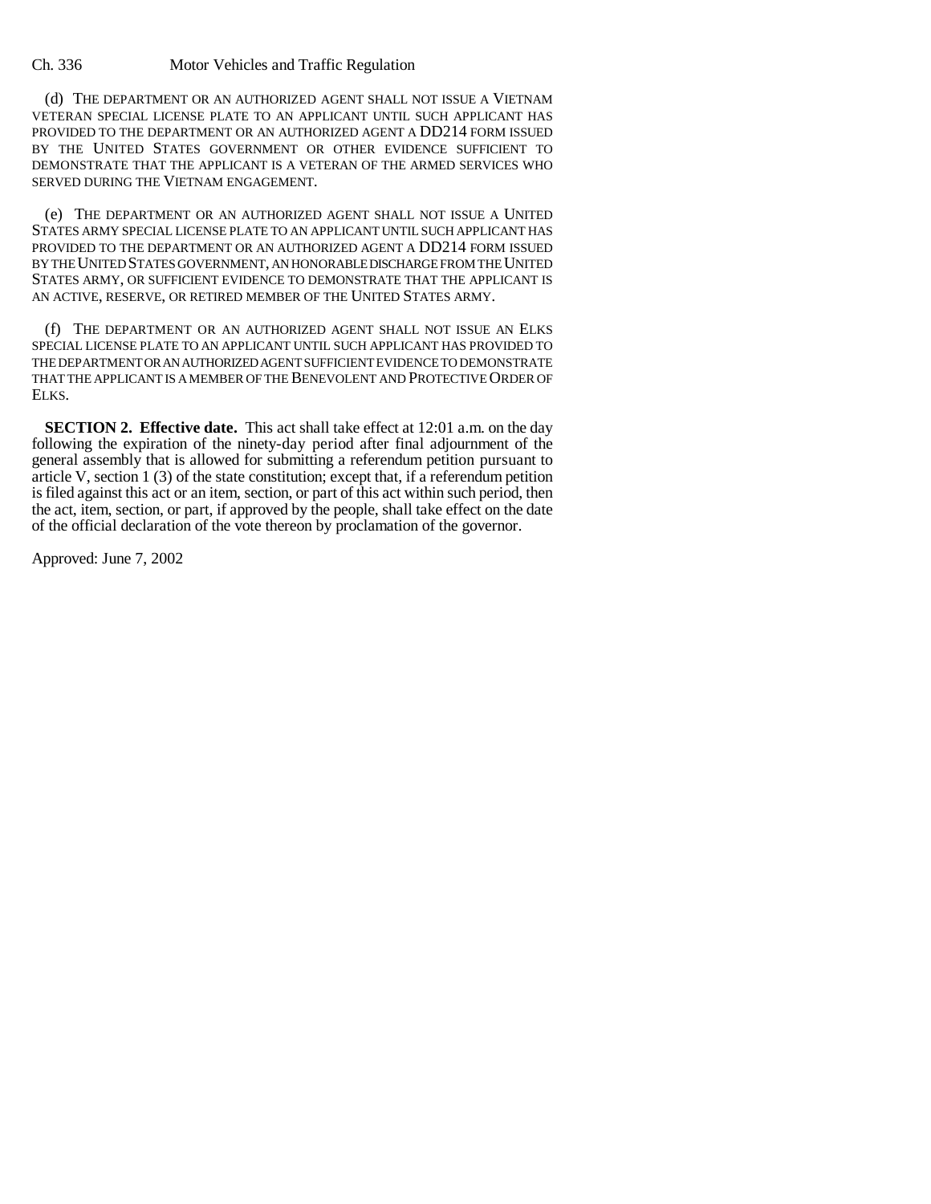(d) THE DEPARTMENT OR AN AUTHORIZED AGENT SHALL NOT ISSUE A VIETNAM VETERAN SPECIAL LICENSE PLATE TO AN APPLICANT UNTIL SUCH APPLICANT HAS PROVIDED TO THE DEPARTMENT OR AN AUTHORIZED AGENT A DD214 FORM ISSUED BY THE UNITED STATES GOVERNMENT OR OTHER EVIDENCE SUFFICIENT TO DEMONSTRATE THAT THE APPLICANT IS A VETERAN OF THE ARMED SERVICES WHO SERVED DURING THE VIETNAM ENGAGEMENT.

(e) THE DEPARTMENT OR AN AUTHORIZED AGENT SHALL NOT ISSUE A UNITED STATES ARMY SPECIAL LICENSE PLATE TO AN APPLICANT UNTIL SUCH APPLICANT HAS PROVIDED TO THE DEPARTMENT OR AN AUTHORIZED AGENT A DD214 FORM ISSUED BY THE UNITED STATES GOVERNMENT, AN HONORABLE DISCHARGE FROM THE UNITED STATES ARMY, OR SUFFICIENT EVIDENCE TO DEMONSTRATE THAT THE APPLICANT IS AN ACTIVE, RESERVE, OR RETIRED MEMBER OF THE UNITED STATES ARMY.

(f) THE DEPARTMENT OR AN AUTHORIZED AGENT SHALL NOT ISSUE AN ELKS SPECIAL LICENSE PLATE TO AN APPLICANT UNTIL SUCH APPLICANT HAS PROVIDED TO THE DEPARTMENT OR AN AUTHORIZED AGENT SUFFICIENT EVIDENCE TO DEMONSTRATE THAT THE APPLICANT IS A MEMBER OF THE BENEVOLENT AND PROTECTIVE ORDER OF ELKS.

**SECTION 2. Effective date.** This act shall take effect at 12:01 a.m. on the day following the expiration of the ninety-day period after final adjournment of the general assembly that is allowed for submitting a referendum petition pursuant to article V, section 1 (3) of the state constitution; except that, if a referendum petition is filed against this act or an item, section, or part of this act within such period, then the act, item, section, or part, if approved by the people, shall take effect on the date of the official declaration of the vote thereon by proclamation of the governor.

Approved: June 7, 2002